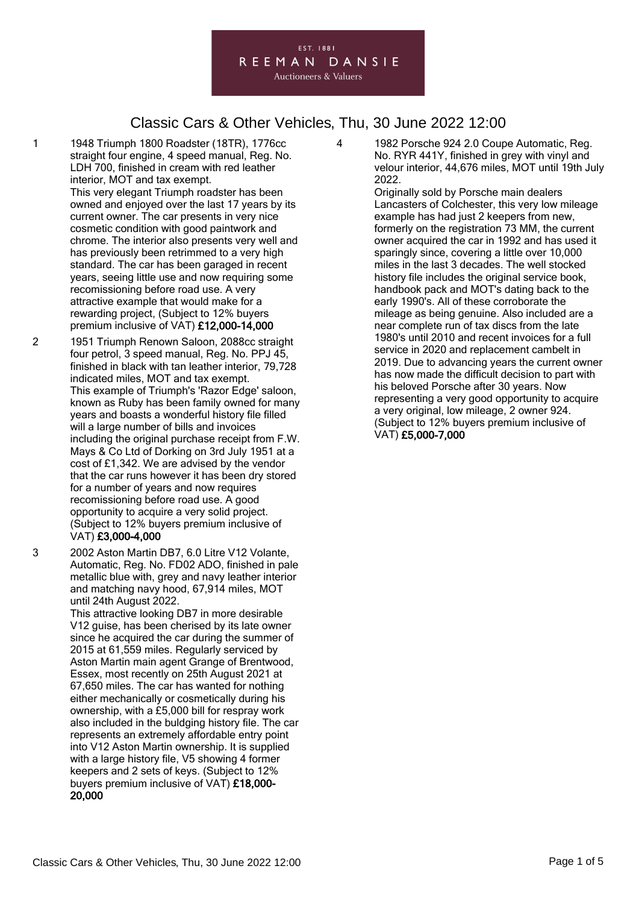EST. 1881

REEMAN DANSIE

Auctioneers & Valuers

# Classic Cars & Other Vehicles, Thu, 30 June 2022 12:00

1 1948 Triumph 1800 Roadster (18TR), 1776cc straight four engine, 4 speed manual, Reg. No. LDH 700, finished in cream with red leather interior, MOT and tax exempt.
This very elegant Triumph roadster has been owned and enjoyed over the last 17 years by its current owner. The car presents in very nice cosmetic condition with good paintwork and chrome. The interior also presents very well and has previously been retrimmed to a very high standard. The car has been garaged in recent years, seeing little use and now requiring some recomissioning before road use. A very attractive example that would make for a rewarding project, (Subject to 12% buyers premium inclusive of VAT) **£12,000-14,000**

2 1951 Triumph Renown Saloon, 2088cc straight four petrol, 3 speed manual, Reg. No. PPJ 45, finished in black with tan leather interior, 79,728 indicated miles, MOT and tax exempt.
This example of Triumph's 'Razor Edge' saloon, known as Ruby has been family owned for many years and boasts a wonderful history file filled will a large number of bills and invoices including the original purchase receipt from F.W. Mays & Co Ltd of Dorking on 3rd July 1951 at a cost of £1,342. We are advised by the vendor that the car runs however it has been dry stored for a number of years and now requires recomissioning before road use. A good opportunity to acquire a very solid project. (Subject to 12% buyers premium inclusive of VAT) **£3,000-4,000**

3 2002 Aston Martin DB7, 6.0 Litre V12 Volante, Automatic, Reg. No. FD02 ADO, finished in pale metallic blue with, grey and navy leather interior and matching navy hood, 67,914 miles, MOT until 24th August 2022.
This attractive looking DB7 in more desirable V12 guise, has been cherised by its late owner since he acquired the car during the summer of 2015 at 61,559 miles. Regularly serviced by Aston Martin main agent Grange of Brentwood, Essex, most recently on 25th August 2021 at 67,650 miles. The car has wanted for nothing either mechanically or cosmetically during his ownership, with a £5,000 bill for respray work also included in the buldging history file. The car represents an extremely affordable entry point into V12 Aston Martin ownership. It is supplied with a large history file, V5 showing 4 former keepers and 2 sets of keys. (Subject to 12% buyers premium inclusive of VAT) **£18,000-20,000**

4 1982 Porsche 924 2.0 Coupe Automatic, Reg. No. RYR 441Y, finished in grey with vinyl and velour interior, 44,676 miles, MOT until 19th July 2022.
Originally sold by Porsche main dealers Lancasters of Colchester, this very low mileage example has had just 2 keepers from new, formerly on the registration 73 MM, the current owner acquired the car in 1992 and has used it sparingly since, covering a little over 10,000 miles in the last 3 decades. The well stocked history file includes the original service book, handbook pack and MOT's dating back to the early 1990's. All of these corroborate the mileage as being genuine. Also included are a near complete run of tax discs from the late 1980's until 2010 and recent invoices for a full service in 2020 and replacement cambelt in 2019. Due to advancing years the current owner has now made the difficult decision to part with his beloved Porsche after 30 years. Now representing a very good opportunity to acquire a very original, low mileage, 2 owner 924. (Subject to 12% buyers premium inclusive of VAT) **£5,000-7,000**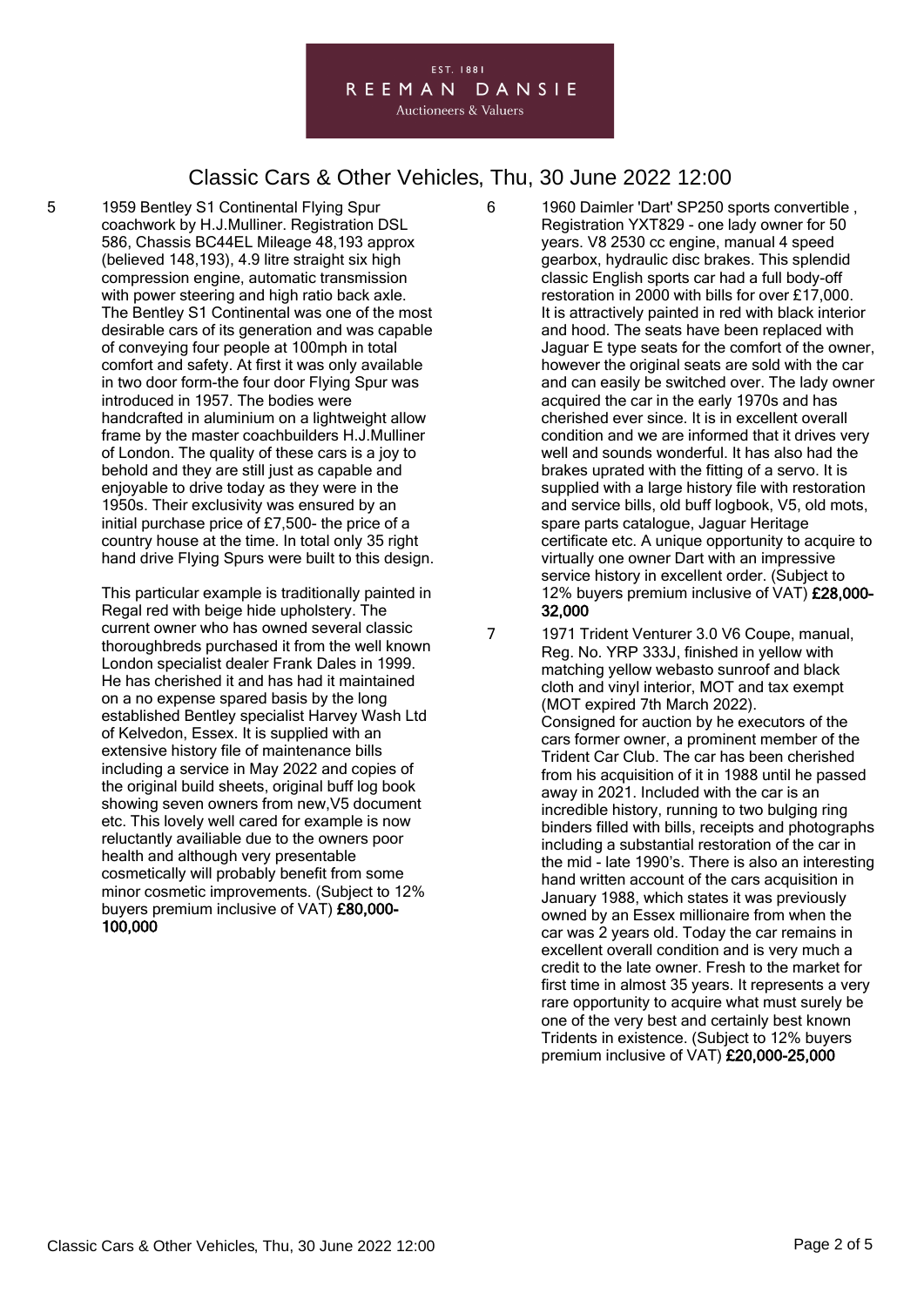# Classic Cars & Other Vehicles, Thu, 30 June 2022 12:00

5 1959 Bentley S1 Continental Flying Spur coachwork by H.J.Mulliner. Registration DSL 586, Chassis BC44EL Mileage 48,193 approx (believed 148,193), 4.9 litre straight six high compression engine, automatic transmission with power steering and high ratio back axle. The Bentley S1 Continental was one of the most desirable cars of its generation and was capable of conveying four people at 100mph in total comfort and safety. At first it was only available in two door form-the four door Flying Spur was introduced in 1957. The bodies were handcrafted in aluminium on a lightweight allow frame by the master coachbuilders H.J.Mulliner of London. The quality of these cars is a joy to behold and they are still just as capable and enjoyable to drive today as they were in the 1950s. Their exclusivity was ensured by an initial purchase price of £7,500- the price of a country house at the time. In total only 35 right hand drive Flying Spurs were built to this design.

This particular example is traditionally painted in Regal red with beige hide upholstery. The current owner who has owned several classic thoroughbreds purchased it from the well known London specialist dealer Frank Dales in 1999. He has cherished it and has had it maintained on a no expense spared basis by the long established Bentley specialist Harvey Wash Ltd of Kelvedon, Essex. It is supplied with an extensive history file of maintenance bills including a service in May 2022 and copies of the original build sheets, original buff log book showing seven owners from new,V5 document etc. This lovely well cared for example is now reluctantly availiable due to the owners poor health and although very presentable cosmetically will probably benefit from some minor cosmetic improvements. (Subject to 12% buyers premium inclusive of VAT) **£80,000-100,000**

6 1960 Daimler 'Dart' SP250 sports convertible , Registration YXT829 - one lady owner for 50 years. V8 2530 cc engine, manual 4 speed gearbox, hydraulic disc brakes. This splendid classic English sports car had a full body-off restoration in 2000 with bills for over £17,000. It is attractively painted in red with black interior and hood. The seats have been replaced with Jaguar E type seats for the comfort of the owner, however the original seats are sold with the car and can easily be switched over. The lady owner acquired the car in the early 1970s and has cherished ever since. It is in excellent overall condition and we are informed that it drives very well and sounds wonderful. It has also had the brakes uprated with the fitting of a servo. It is supplied with a large history file with restoration and service bills, old buff logbook, V5, old mots, spare parts catalogue, Jaguar Heritage certificate etc. A unique opportunity to acquire to virtually one owner Dart with an impressive service history in excellent order. (Subject to 12% buyers premium inclusive of VAT) **£28,000-32,000**

7 1971 Trident Venturer 3.0 V6 Coupe, manual, Reg. No. YRP 333J, finished in yellow with matching yellow webasto sunroof and black cloth and vinyl interior, MOT and tax exempt (MOT expired 7th March 2022).
Consigned for auction by he executors of the cars former owner, a prominent member of the Trident Car Club. The car has been cherished from his acquisition of it in 1988 until he passed away in 2021. Included with the car is an incredible history, running to two bulging ring binders filled with bills, receipts and photographs including a substantial restoration of the car in the mid - late 1990's. There is also an interesting hand written account of the cars acquisition in January 1988, which states it was previously owned by an Essex millionaire from when the car was 2 years old. Today the car remains in excellent overall condition and is very much a credit to the late owner. Fresh to the market for first time in almost 35 years. It represents a very rare opportunity to acquire what must surely be one of the very best and certainly best known Tridents in existence. (Subject to 12% buyers premium inclusive of VAT) **£20,000-25,000**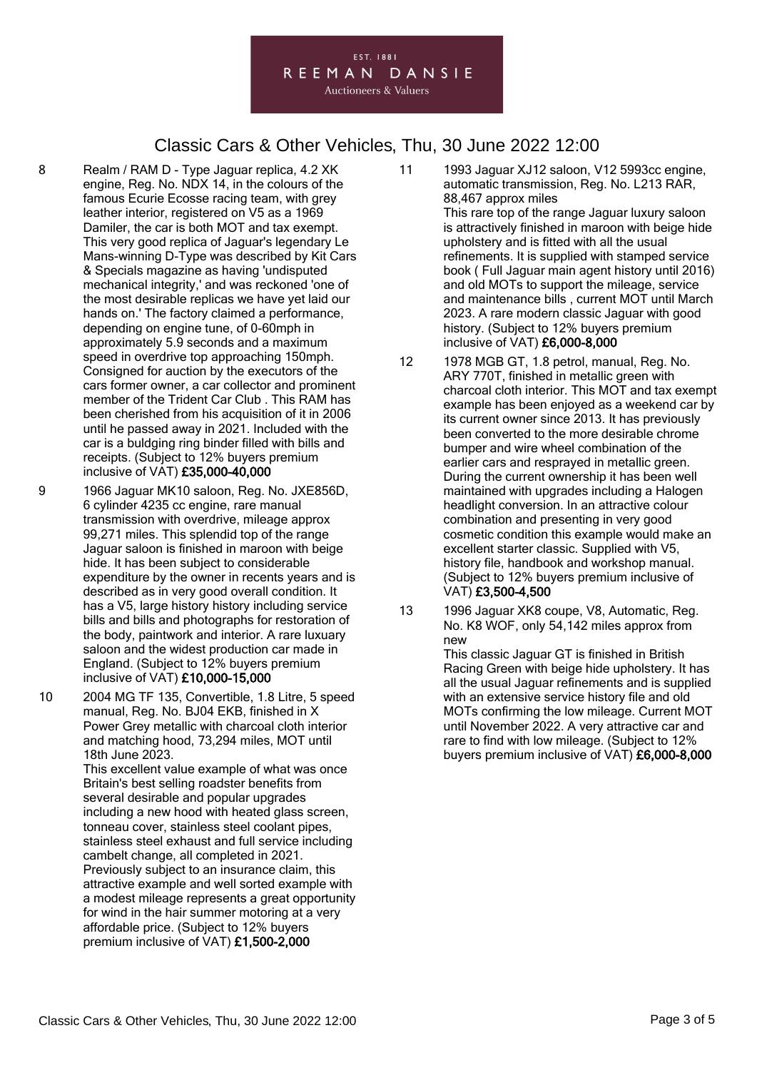# Classic Cars & Other Vehicles, Thu, 30 June 2022 12:00

8 Realm / RAM D - Type Jaguar replica, 4.2 XK engine, Reg. No. NDX 14, in the colours of the famous Ecurie Ecosse racing team, with grey leather interior, registered on V5 as a 1969 Damiler, the car is both MOT and tax exempt. This very good replica of Jaguar's legendary Le Mans-winning D-Type was described by Kit Cars & Specials magazine as having 'undisputed mechanical integrity,' and was reckoned 'one of the most desirable replicas we have yet laid our hands on.' The factory claimed a performance, depending on engine tune, of 0-60mph in approximately 5.9 seconds and a maximum speed in overdrive top approaching 150mph. Consigned for auction by the executors of the cars former owner, a car collector and prominent member of the Trident Car Club . This RAM has been cherished from his acquisition of it in 2006 until he passed away in 2021. Included with the car is a buldging ring binder filled with bills and receipts. (Subject to 12% buyers premium inclusive of VAT) **£35,000-40,000**

9 1966 Jaguar MK10 saloon, Reg. No. JXE856D, 6 cylinder 4235 cc engine, rare manual transmission with overdrive, mileage approx 99,271 miles. This splendid top of the range Jaguar saloon is finished in maroon with beige hide. It has been subject to considerable expenditure by the owner in recents years and is described as in very good overall condition. It has a V5, large history history including service bills and bills and photographs for restoration of the body, paintwork and interior. A rare luxuary saloon and the widest production car made in England. (Subject to 12% buyers premium inclusive of VAT) **£10,000-15,000**

10 2004 MG TF 135, Convertible, 1.8 Litre, 5 speed manual, Reg. No. BJ04 EKB, finished in X Power Grey metallic with charcoal cloth interior and matching hood, 73,294 miles, MOT until 18th June 2023.
This excellent value example of what was once Britain's best selling roadster benefits from several desirable and popular upgrades including a new hood with heated glass screen, tonneau cover, stainless steel coolant pipes, stainless steel exhaust and full service including cambelt change, all completed in 2021. Previously subject to an insurance claim, this attractive example and well sorted example with a modest mileage represents a great opportunity for wind in the hair summer motoring at a very affordable price. (Subject to 12% buyers premium inclusive of VAT) **£1,500-2,000**

11 1993 Jaguar XJ12 saloon, V12 5993cc engine, automatic transmission, Reg. No. L213 RAR, 88,467 approx miles
This rare top of the range Jaguar luxury saloon is attractively finished in maroon with beige hide upholstery and is fitted with all the usual refinements. It is supplied with stamped service book ( Full Jaguar main agent history until 2016) and old MOTs to support the mileage, service and maintenance bills , current MOT until March 2023. A rare modern classic Jaguar with good history. (Subject to 12% buyers premium inclusive of VAT) **£6,000-8,000**

12 1978 MGB GT, 1.8 petrol, manual, Reg. No. ARY 770T, finished in metallic green with charcoal cloth interior. This MOT and tax exempt example has been enjoyed as a weekend car by its current owner since 2013. It has previously been converted to the more desirable chrome bumper and wire wheel combination of the earlier cars and resprayed in metallic green. During the current ownership it has been well maintained with upgrades including a Halogen headlight conversion. In an attractive colour combination and presenting in very good cosmetic condition this example would make an excellent starter classic. Supplied with V5, history file, handbook and workshop manual. (Subject to 12% buyers premium inclusive of VAT) **£3,500-4,500**

13 1996 Jaguar XK8 coupe, V8, Automatic, Reg. No. K8 WOF, only 54,142 miles approx from new
This classic Jaguar GT is finished in British Racing Green with beige hide upholstery. It has all the usual Jaguar refinements and is supplied with an extensive service history file and old MOTs confirming the low mileage. Current MOT until November 2022. A very attractive car and rare to find with low mileage. (Subject to 12% buyers premium inclusive of VAT) **£6,000-8,000**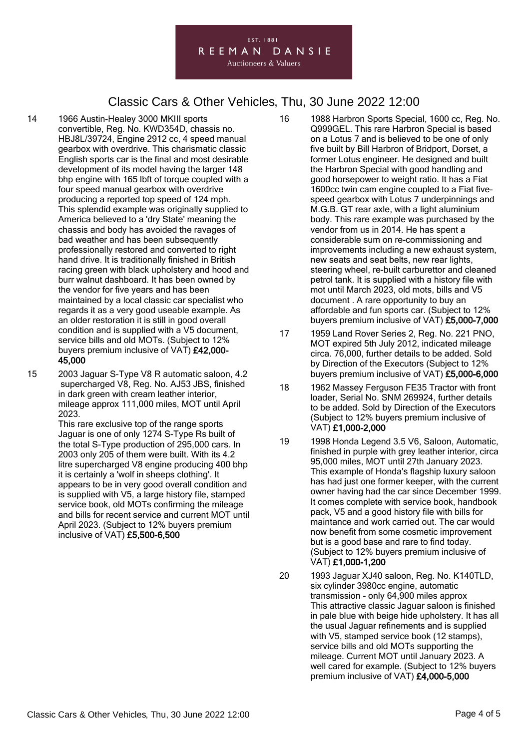14 1966 Austin-Healey 3000 MKIII sports convertible, Reg. No. KWD354D, chassis no. HBJ8L/39724, Engine 2912 cc, 4 speed manual gearbox with overdrive. This charismatic classic English sports car is the final and most desirable development of its model having the larger 148 bhp engine with 165 lbft of torque coupled with a four speed manual gearbox with overdrive producing a reported top speed of 124 mph. This splendid example was originally supplied to America believed to a 'dry State' meaning the chassis and body has avoided the ravages of bad weather and has been subsequently professionally restored and converted to right hand drive. It is traditionally finished in British racing green with black upholstery and hood and burr walnut dashboard. It has been owned by the vendor for five years and has been maintained by a local classic car specialist who regards it as a very good useable example. As an older restoration it is still in good overall condition and is supplied with a V5 document, service bills and old MOTs. (Subject to 12% buyers premium inclusive of VAT) **£42,000-45,000**

15 2003 Jaguar S-Type V8 R automatic saloon, 4.2 supercharged V8, Reg. No. AJ53 JBS, finished in dark green with cream leather interior, mileage approx 111,000 miles, MOT until April 2023.
This rare exclusive top of the range sports Jaguar is one of only 1274 S-Type Rs built of the total S-Type production of 295,000 cars. In 2003 only 205 of them were built. With its 4.2 litre supercharged V8 engine producing 400 bhp it is certainly a 'wolf in sheeps clothing'. It appears to be in very good overall condition and is supplied with V5, a large history file, stamped service book, old MOTs confirming the mileage and bills for recent service and current MOT until April 2023. (Subject to 12% buyers premium inclusive of VAT) **£5,500-6,500**

16 1988 Harbron Sports Special, 1600 cc, Reg. No. Q999GEL. This rare Harbron Special is based on a Lotus 7 and is believed to be one of only five built by Bill Harbron of Bridport, Dorset, a former Lotus engineer. He designed and built the Harbron Special with good handling and good horsepower to weight ratio. It has a Fiat 1600cc twin cam engine coupled to a Fiat five-speed gearbox with Lotus 7 underpinnings and M.G.B. GT rear axle, with a light aluminium body. This rare example was purchased by the vendor from us in 2014. He has spent a considerable sum on re-commissioning and improvements including a new exhaust system, new seats and seat belts, new rear lights, steering wheel, re-built carburettor and cleaned petrol tank. It is supplied with a history file with mot until March 2023, old mots, bills and V5 document . A rare opportunity to buy an affordable and fun sports car. (Subject to 12% buyers premium inclusive of VAT) **£5,000-7,000**

17 1959 Land Rover Series 2, Reg. No. 221 PNO, MOT expired 5th July 2012, indicated mileage circa. 76,000, further details to be added. Sold by Direction of the Executors (Subject to 12% buyers premium inclusive of VAT) **£5,000-6,000**

18 1962 Massey Ferguson FE35 Tractor with front loader, Serial No. SNM 269924, further details to be added. Sold by Direction of the Executors (Subject to 12% buyers premium inclusive of VAT) **£1,000-2,000**

19 1998 Honda Legend 3.5 V6, Saloon, Automatic, finished in purple with grey leather interior, circa 95,000 miles, MOT until 27th January 2023. This example of Honda's flagship luxury saloon has had just one former keeper, with the current owner having had the car since December 1999. It comes complete with service book, handbook pack, V5 and a good history file with bills for maintance and work carried out. The car would now benefit from some cosmetic improvement but is a good base and rare to find today. (Subject to 12% buyers premium inclusive of VAT) **£1,000-1,200**

20 1993 Jaguar XJ40 saloon, Reg. No. K140TLD, six cylinder 3980cc engine, automatic transmission - only 64,900 miles approx
This attractive classic Jaguar saloon is finished in pale blue with beige hide upholstery. It has all the usual Jaguar refinements and is supplied with V5, stamped service book (12 stamps), service bills and old MOTs supporting the mileage. Current MOT until January 2023. A well cared for example. (Subject to 12% buyers premium inclusive of VAT) **£4,000-5,000**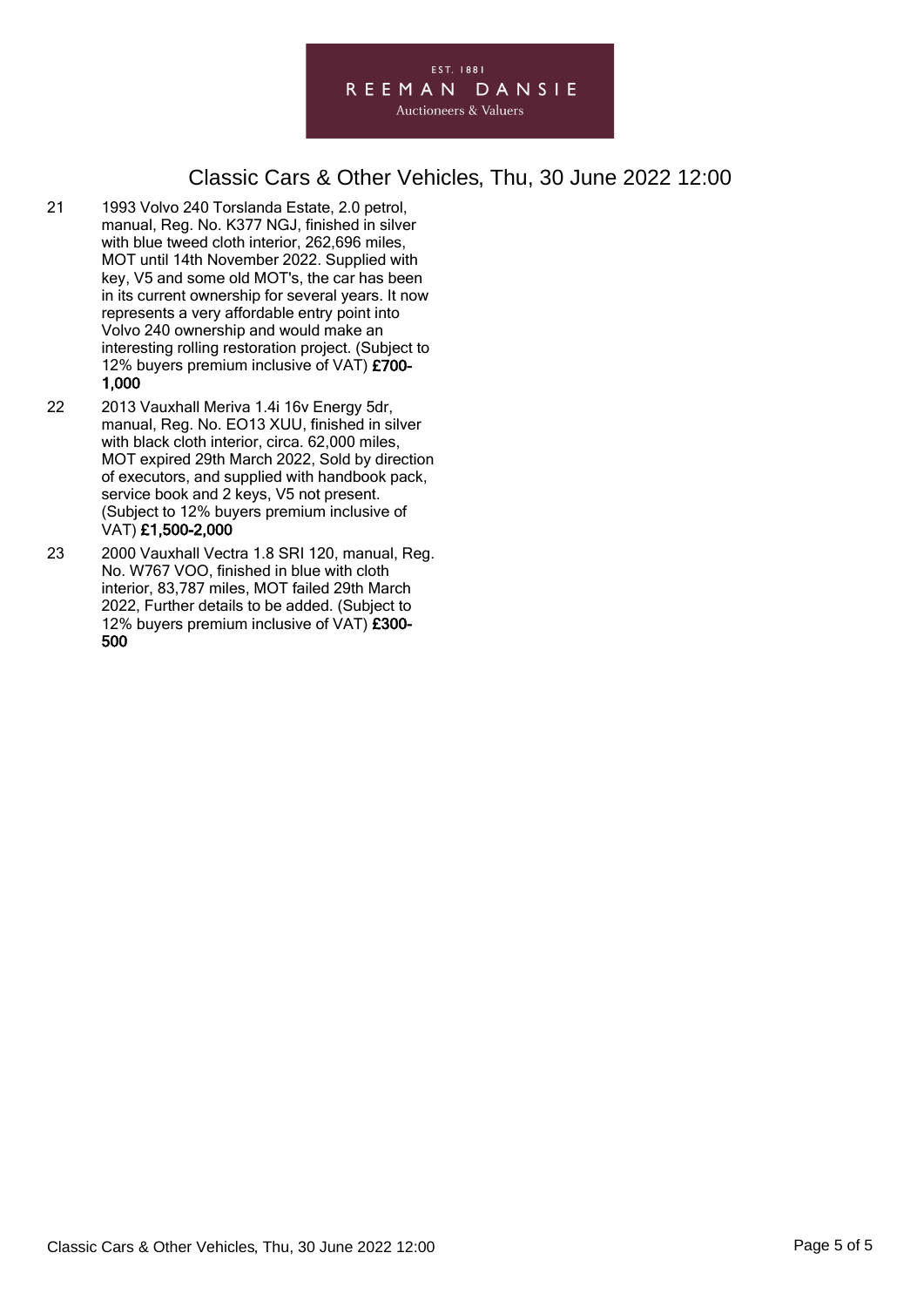EST. 1881
REEMAN DANSIE
Auctioneers & Valuers

# Classic Cars & Other Vehicles, Thu, 30 June 2022 12:00

21 1993 Volvo 240 Torslanda Estate, 2.0 petrol, manual, Reg. No. K377 NGJ, finished in silver with blue tweed cloth interior, 262,696 miles, MOT until 14th November 2022. Supplied with key, V5 and some old MOT's, the car has been in its current ownership for several years. It now represents a very affordable entry point into Volvo 240 ownership and would make an interesting rolling restoration project. (Subject to 12% buyers premium inclusive of VAT) **£700-1,000**

22 2013 Vauxhall Meriva 1.4i 16v Energy 5dr, manual, Reg. No. EO13 XUU, finished in silver with black cloth interior, circa. 62,000 miles, MOT expired 29th March 2022, Sold by direction of executors, and supplied with handbook pack, service book and 2 keys, V5 not present. (Subject to 12% buyers premium inclusive of VAT) **£1,500-2,000**

23 2000 Vauxhall Vectra 1.8 SRI 120, manual, Reg. No. W767 VOO, finished in blue with cloth interior, 83,787 miles, MOT failed 29th March 2022, Further details to be added. (Subject to 12% buyers premium inclusive of VAT) **£300-500**